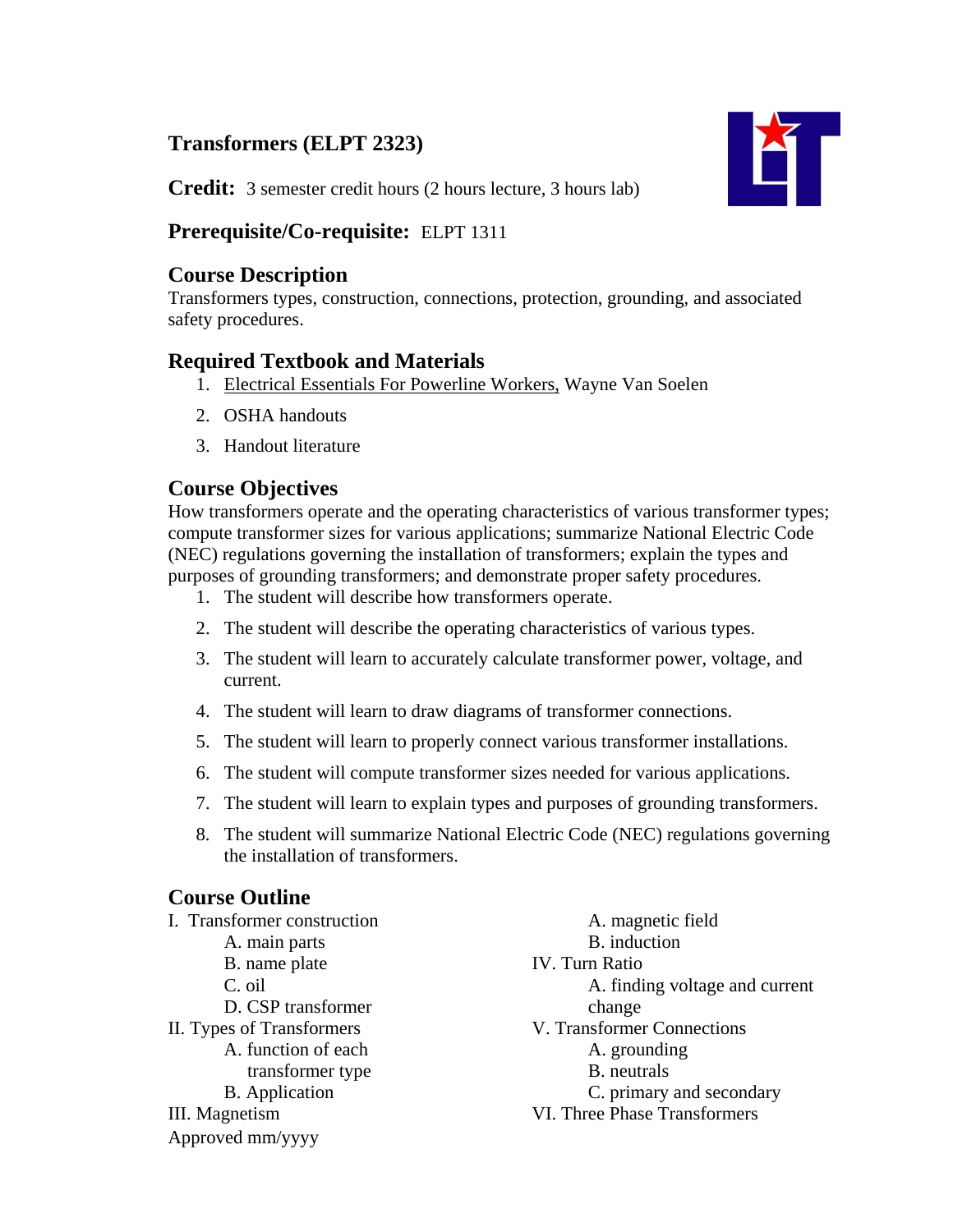# Transformers (ELPT 2323)

**Credit:** 3 semester credit hours (2 hours lecture, 3 hours lab)

**Prerequisite/Co-requisite:** ELPT 1311

## Course Description

Transformers types, construction, connections, protection, grounding, and associated safety procedures.

## Required Textbook and Materials

1. Electrical Essentials For Powerline Workers, Wayne Van Soelen
2. OSHA handouts
3. Handout literature

## Course Objectives

How transformers operate and the operating characteristics of various transformer types; compute transformer sizes for various applications; summarize National Electric Code (NEC) regulations governing the installation of transformers; explain the types and purposes of grounding transformers; and demonstrate proper safety procedures.

1. The student will describe how transformers operate.
2. The student will describe the operating characteristics of various types.
3. The student will learn to accurately calculate transformer power, voltage, and current.
4. The student will learn to draw diagrams of transformer connections.
5. The student will learn to properly connect various transformer installations.
6. The student will compute transformer sizes needed for various applications.
7. The student will learn to explain types and purposes of grounding transformers.
8. The student will summarize National Electric Code (NEC) regulations governing the installation of transformers.

## Course Outline

I. Transformer construction
- A. main parts
- B. name plate
- C. oil
- D. CSP transformer

II. Types of Transformers
- A. function of each transformer type
- B. Application

III. Magnetism
- A. magnetic field
- B. induction

IV. Turn Ratio
- A. finding voltage and current change

V. Transformer Connections
- A. grounding
- B. neutrals
- C. primary and secondary

VI. Three Phase Transformers

Approved mm/yyyy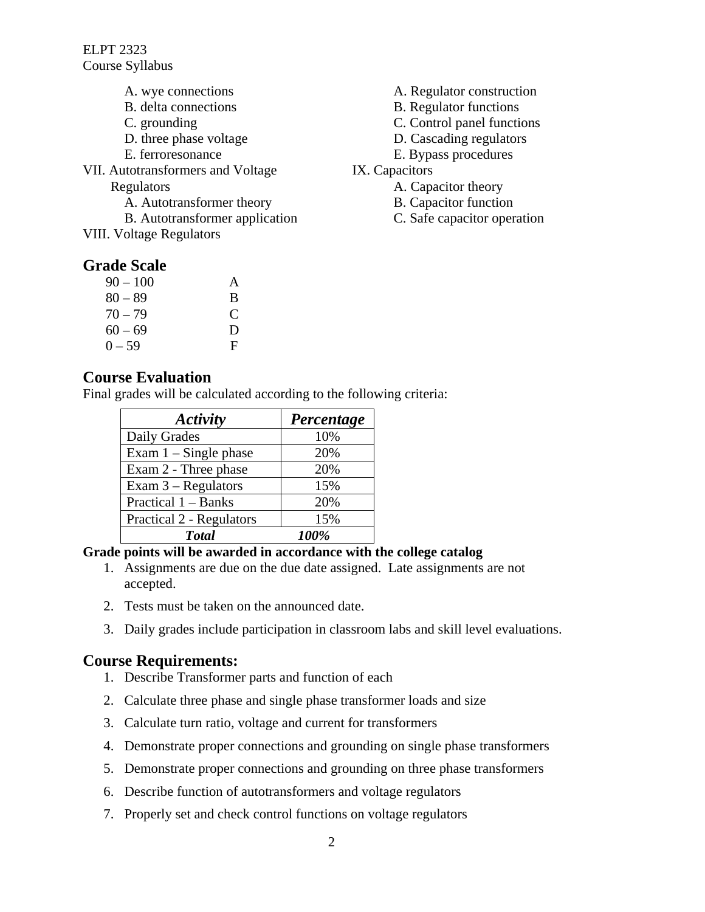A. wye connections
B. delta connections
C. grounding
D. three phase voltage
E. ferroresonance

VII. Autotransformers and Voltage Regulators

A. Autotransformer theory
B. Autotransformer application

VIII. Voltage Regulators

A. Regulator construction
B. Regulator functions
C. Control panel functions
D. Cascading regulators
E. Bypass procedures

IX. Capacitors

A. Capacitor theory
B. Capacitor function
C. Safe capacitor operation

## Grade Scale

| | |
|---|---|
| 90 – 100 | A |
| 80 – 89 | B |
| 70 – 79 | C |
| 60 – 69 | D |
| 0 – 59 | F |

## Course Evaluation

Final grades will be calculated according to the following criteria:

| *Activity* | *Percentage* |
|---|---|
| Daily Grades | 10% |
| Exam 1 – Single phase | 20% |
| Exam 2 - Three phase | 20% |
| Exam 3 – Regulators | 15% |
| Practical 1 – Banks | 20% |
| Practical 2 - Regulators | 15% |
| ***Total*** | ***100%*** |

**Grade points will be awarded in accordance with the college catalog**

1. Assignments are due on the due date assigned. Late assignments are not accepted.
2. Tests must be taken on the announced date.
3. Daily grades include participation in classroom labs and skill level evaluations.

## Course Requirements:

1. Describe Transformer parts and function of each
2. Calculate three phase and single phase transformer loads and size
3. Calculate turn ratio, voltage and current for transformers
4. Demonstrate proper connections and grounding on single phase transformers
5. Demonstrate proper connections and grounding on three phase transformers
6. Describe function of autotransformers and voltage regulators
7. Properly set and check control functions on voltage regulators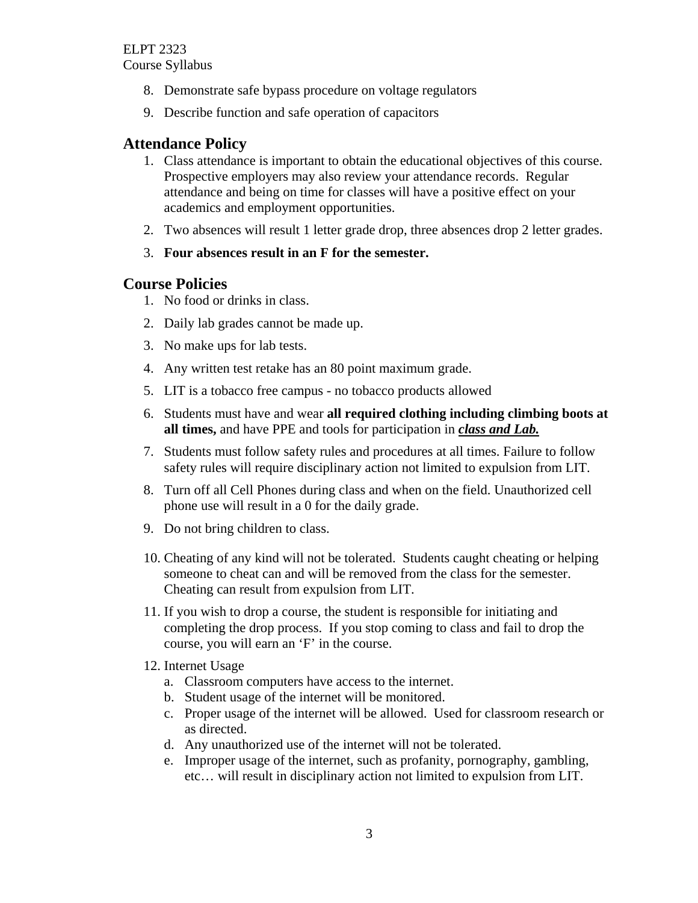8. Demonstrate safe bypass procedure on voltage regulators
9. Describe function and safe operation of capacitors

## Attendance Policy

1. Class attendance is important to obtain the educational objectives of this course. Prospective employers may also review your attendance records. Regular attendance and being on time for classes will have a positive effect on your academics and employment opportunities.
2. Two absences will result 1 letter grade drop, three absences drop 2 letter grades.
3. **Four absences result in an F for the semester.**

## Course Policies

1. No food or drinks in class.
2. Daily lab grades cannot be made up.
3. No make ups for lab tests.
4. Any written test retake has an 80 point maximum grade.
5. LIT is a tobacco free campus - no tobacco products allowed
6. Students must have and wear **all required clothing including climbing boots at all times,** and have PPE and tools for participation in ***<u>class and Lab.</u>***
7. Students must follow safety rules and procedures at all times. Failure to follow safety rules will require disciplinary action not limited to expulsion from LIT.
8. Turn off all Cell Phones during class and when on the field. Unauthorized cell phone use will result in a 0 for the daily grade.
9. Do not bring children to class.
10. Cheating of any kind will not be tolerated. Students caught cheating or helping someone to cheat can and will be removed from the class for the semester. Cheating can result from expulsion from LIT.
11. If you wish to drop a course, the student is responsible for initiating and completing the drop process. If you stop coming to class and fail to drop the course, you will earn an 'F' in the course.
12. Internet Usage
    a. Classroom computers have access to the internet.
    b. Student usage of the internet will be monitored.
    c. Proper usage of the internet will be allowed. Used for classroom research or as directed.
    d. Any unauthorized use of the internet will not be tolerated.
    e. Improper usage of the internet, such as profanity, pornography, gambling, etc… will result in disciplinary action not limited to expulsion from LIT.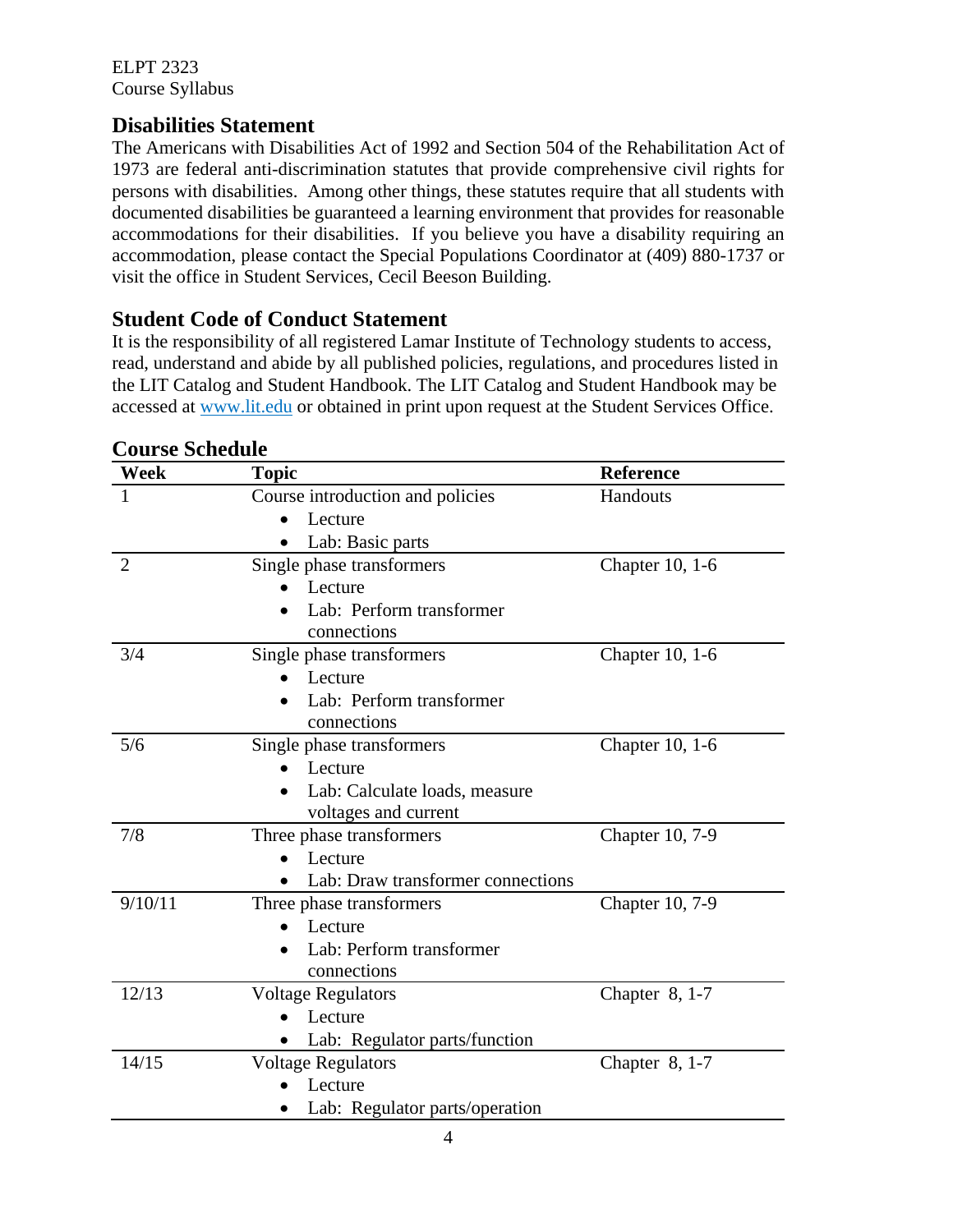## Disabilities Statement

The Americans with Disabilities Act of 1992 and Section 504 of the Rehabilitation Act of 1973 are federal anti-discrimination statutes that provide comprehensive civil rights for persons with disabilities. Among other things, these statutes require that all students with documented disabilities be guaranteed a learning environment that provides for reasonable accommodations for their disabilities. If you believe you have a disability requiring an accommodation, please contact the Special Populations Coordinator at (409) 880-1737 or visit the office in Student Services, Cecil Beeson Building.

## Student Code of Conduct Statement

It is the responsibility of all registered Lamar Institute of Technology students to access, read, understand and abide by all published policies, regulations, and procedures listed in the LIT Catalog and Student Handbook. The LIT Catalog and Student Handbook may be accessed at www.lit.edu or obtained in print upon request at the Student Services Office.

## Course Schedule

| Week | Topic | Reference |
|---|---|---|
| 1 | Course introduction and policies<br>• Lecture<br>• Lab: Basic parts | Handouts |
| 2 | Single phase transformers<br>• Lecture<br>• Lab: Perform transformer connections | Chapter 10, 1-6 |
| 3/4 | Single phase transformers<br>• Lecture<br>• Lab: Perform transformer connections | Chapter 10, 1-6 |
| 5/6 | Single phase transformers<br>• Lecture<br>• Lab: Calculate loads, measure voltages and current | Chapter 10, 1-6 |
| 7/8 | Three phase transformers<br>• Lecture<br>• Lab: Draw transformer connections | Chapter 10, 7-9 |
| 9/10/11 | Three phase transformers<br>• Lecture<br>• Lab: Perform transformer connections | Chapter 10, 7-9 |
| 12/13 | Voltage Regulators<br>• Lecture<br>• Lab: Regulator parts/function | Chapter 8, 1-7 |
| 14/15 | Voltage Regulators<br>• Lecture<br>• Lab: Regulator parts/operation | Chapter 8, 1-7 |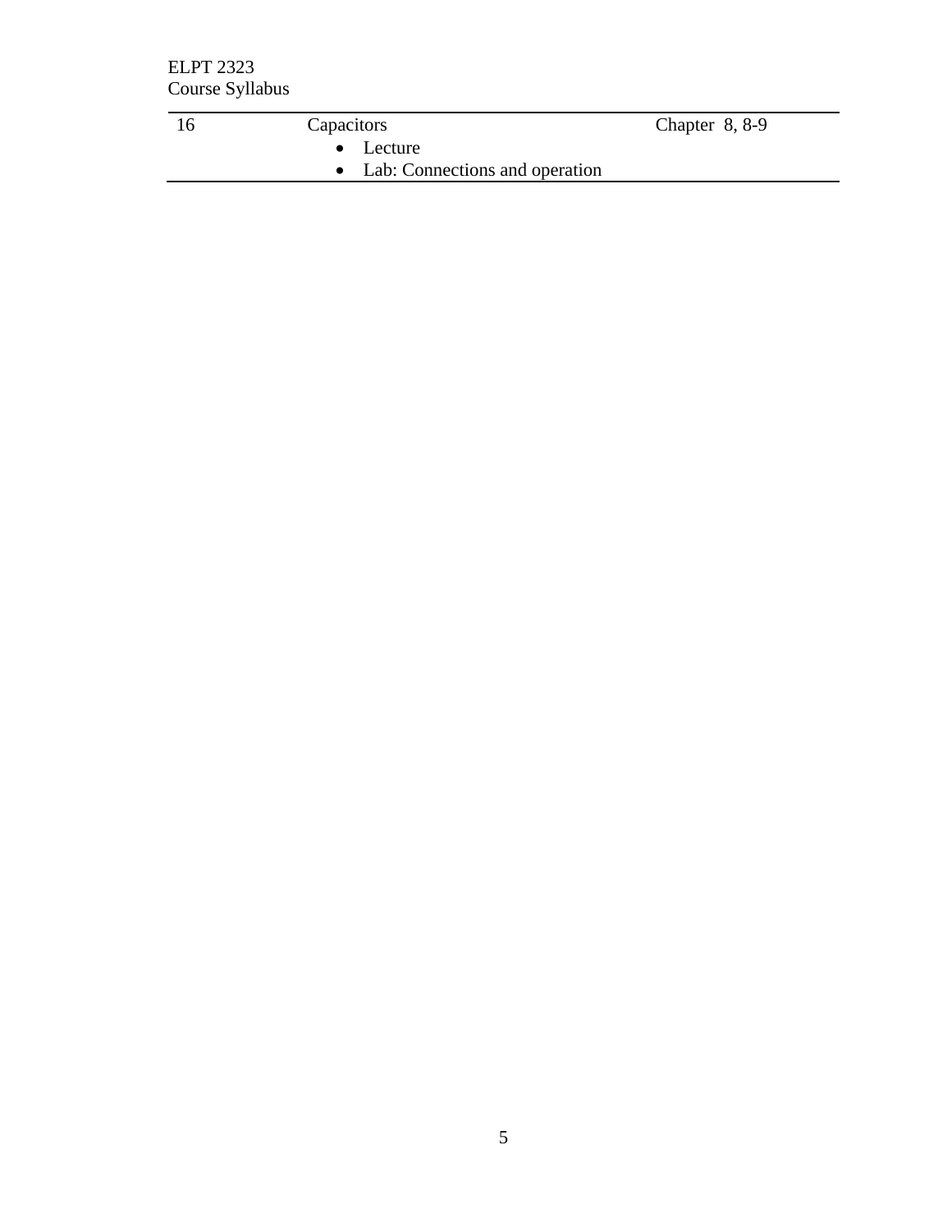| 16 | Capacitors<br>• Lecture<br>• Lab: Connections and operation | Chapter 8, 8-9 |
|---|---|---|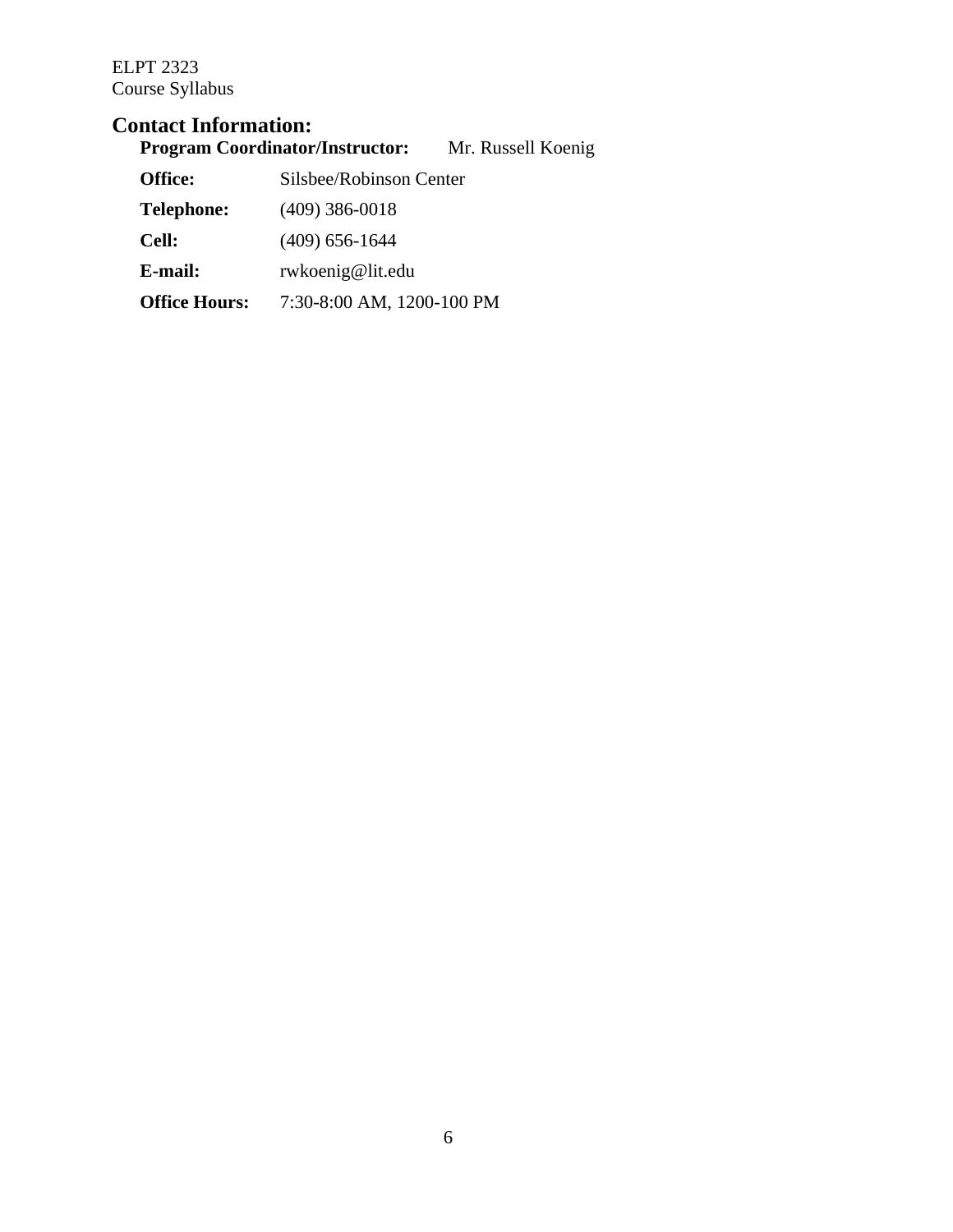## Contact Information:

**Program Coordinator/Instructor:** Mr. Russell Koenig

**Office:** Silsbee/Robinson Center

**Telephone:** (409) 386-0018

**Cell:** (409) 656-1644

**E-mail:** rwkoenig@lit.edu

**Office Hours:** 7:30-8:00 AM, 1200-100 PM